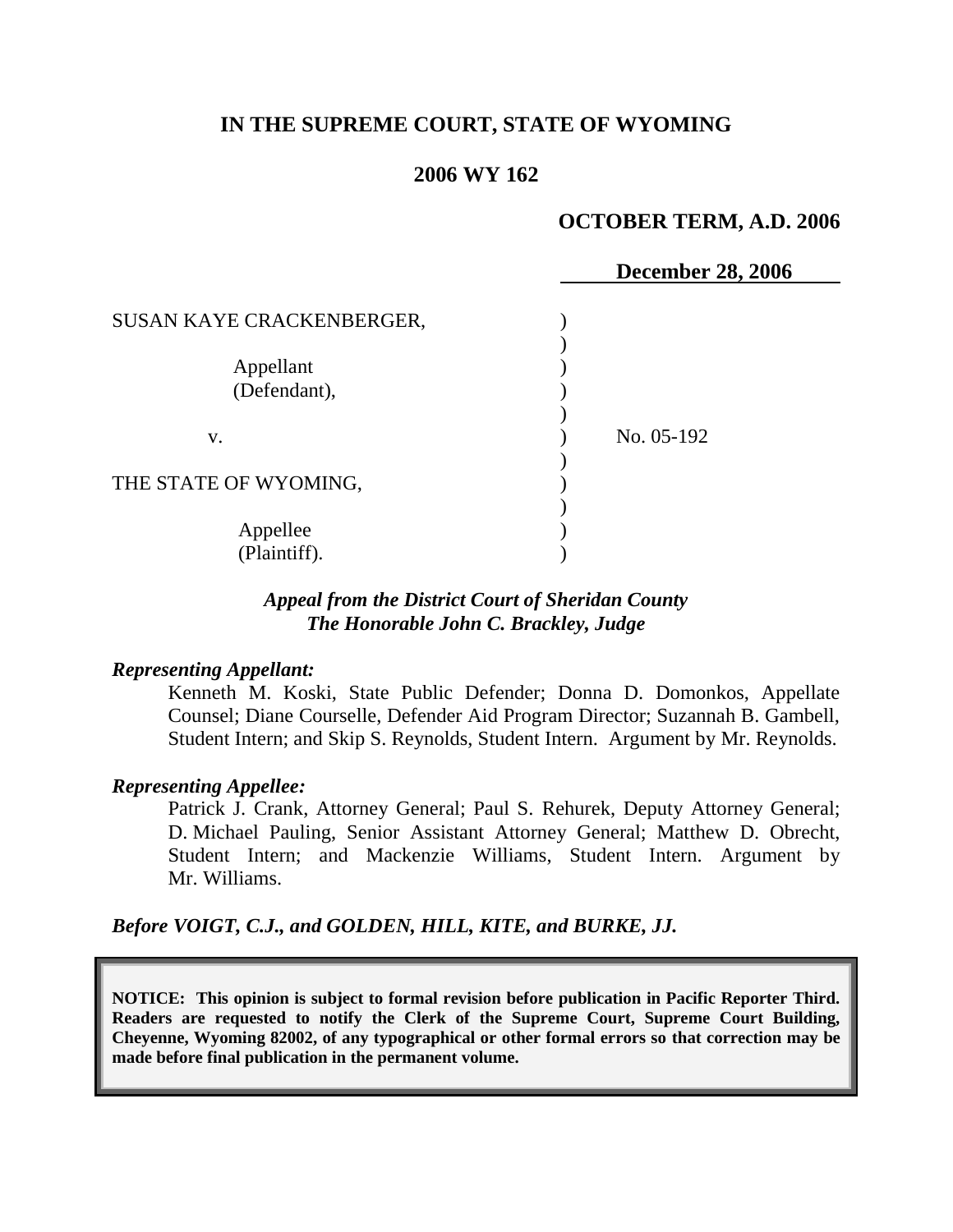# IN THE SUPREME COURT, STATE OF WYOMING

## 2006 WY 162

**OCTOBER TERM, A.D. 2006**

**December 28, 2006**

SUSAN KAYE CRACKENBERGER,

Appellant
(Defendant),

v.

THE STATE OF WYOMING,

Appellee
(Plaintiff).

No. 05-192

***Appeal from the District Court of Sheridan County***
***The Honorable John C. Brackley, Judge***

***Representing Appellant:***

Kenneth M. Koski, State Public Defender; Donna D. Domonkos, Appellate Counsel; Diane Courselle, Defender Aid Program Director; Suzannah B. Gambell, Student Intern; and Skip S. Reynolds, Student Intern. Argument by Mr. Reynolds.

***Representing Appellee:***

Patrick J. Crank, Attorney General; Paul S. Rehurek, Deputy Attorney General; D. Michael Pauling, Senior Assistant Attorney General; Matthew D. Obrecht, Student Intern; and Mackenzie Williams, Student Intern. Argument by Mr. Williams.

***Before VOIGT, C.J., and GOLDEN, HILL, KITE, and BURKE, JJ.***

**NOTICE: This opinion is subject to formal revision before publication in Pacific Reporter Third. Readers are requested to notify the Clerk of the Supreme Court, Supreme Court Building, Cheyenne, Wyoming 82002, of any typographical or other formal errors so that correction may be made before final publication in the permanent volume.**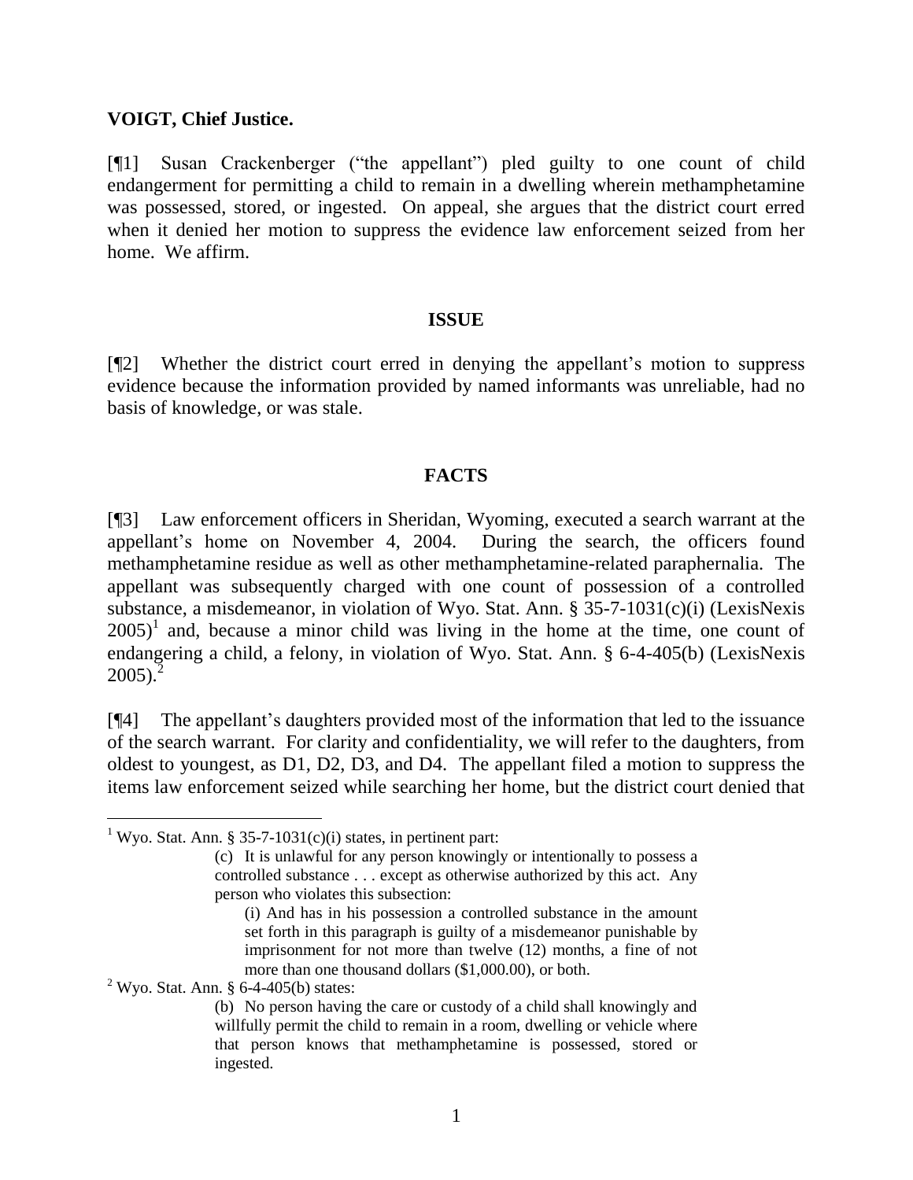**VOIGT, Chief Justice.**

[¶1] Susan Crackenberger ("the appellant") pled guilty to one count of child endangerment for permitting a child to remain in a dwelling wherein methamphetamine was possessed, stored, or ingested. On appeal, she argues that the district court erred when it denied her motion to suppress the evidence law enforcement seized from her home. We affirm.

## ISSUE

[¶2] Whether the district court erred in denying the appellant's motion to suppress evidence because the information provided by named informants was unreliable, had no basis of knowledge, or was stale.

## FACTS

[¶3] Law enforcement officers in Sheridan, Wyoming, executed a search warrant at the appellant's home on November 4, 2004. During the search, the officers found methamphetamine residue as well as other methamphetamine-related paraphernalia. The appellant was subsequently charged with one count of possession of a controlled substance, a misdemeanor, in violation of Wyo. Stat. Ann. § 35-7-1031(c)(i) (LexisNexis 2005)[1] and, because a minor child was living in the home at the time, one count of endangering a child, a felony, in violation of Wyo. Stat. Ann. § 6-4-405(b) (LexisNexis 2005).[2]

[¶4] The appellant's daughters provided most of the information that led to the issuance of the search warrant. For clarity and confidentiality, we will refer to the daughters, from oldest to youngest, as D1, D2, D3, and D4. The appellant filed a motion to suppress the items law enforcement seized while searching her home, but the district court denied that

---

[1] Wyo. Stat. Ann. § 35-7-1031(c)(i) states, in pertinent part:

> (c) It is unlawful for any person knowingly or intentionally to possess a controlled substance . . . except as otherwise authorized by this act. Any person who violates this subsection:
>
> (i) And has in his possession a controlled substance in the amount set forth in this paragraph is guilty of a misdemeanor punishable by imprisonment for not more than twelve (12) months, a fine of not more than one thousand dollars ($1,000.00), or both.

[2] Wyo. Stat. Ann. § 6-4-405(b) states:

> (b) No person having the care or custody of a child shall knowingly and willfully permit the child to remain in a room, dwelling or vehicle where that person knows that methamphetamine is possessed, stored or ingested.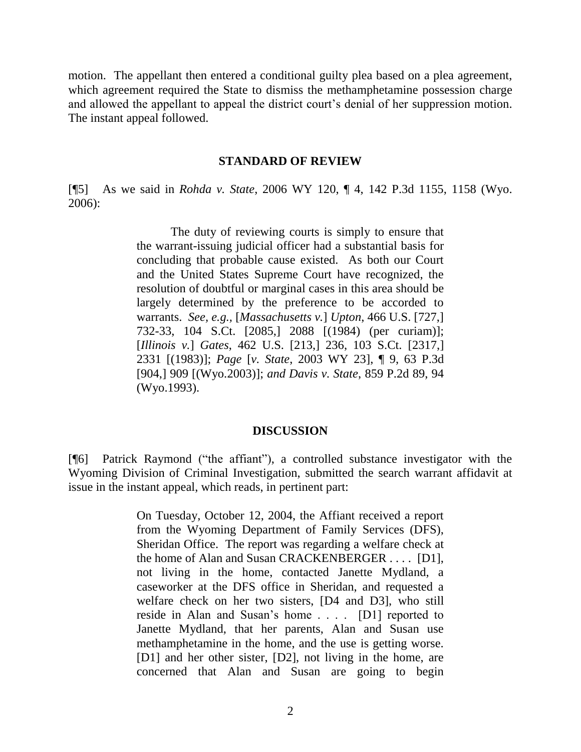motion. The appellant then entered a conditional guilty plea based on a plea agreement, which agreement required the State to dismiss the methamphetamine possession charge and allowed the appellant to appeal the district court's denial of her suppression motion. The instant appeal followed.

## STANDARD OF REVIEW

[¶5] As we said in *Rohda v. State*, 2006 WY 120, ¶ 4, 142 P.3d 1155, 1158 (Wyo. 2006):

> The duty of reviewing courts is simply to ensure that the warrant-issuing judicial officer had a substantial basis for concluding that probable cause existed. As both our Court and the United States Supreme Court have recognized, the resolution of doubtful or marginal cases in this area should be largely determined by the preference to be accorded to warrants. *See, e.g.,* [*Massachusetts v.*] *Upton*, 466 U.S. [727,] 732-33, 104 S.Ct. [2085,] 2088 [(1984) (per curiam)]; [*Illinois v.*] *Gates*, 462 U.S. [213,] 236, 103 S.Ct. [2317,] 2331 [(1983)]; *Page* [*v. State*, 2003 WY 23], ¶ 9, 63 P.3d [904,] 909 [(Wyo.2003)]; *and Davis v. State*, 859 P.2d 89, 94 (Wyo.1993).

## DISCUSSION

[¶6] Patrick Raymond ("the affiant"), a controlled substance investigator with the Wyoming Division of Criminal Investigation, submitted the search warrant affidavit at issue in the instant appeal, which reads, in pertinent part:

> On Tuesday, October 12, 2004, the Affiant received a report from the Wyoming Department of Family Services (DFS), Sheridan Office. The report was regarding a welfare check at the home of Alan and Susan CRACKENBERGER . . . . [D1], not living in the home, contacted Janette Mydland, a caseworker at the DFS office in Sheridan, and requested a welfare check on her two sisters, [D4 and D3], who still reside in Alan and Susan's home . . . . [D1] reported to Janette Mydland, that her parents, Alan and Susan use methamphetamine in the home, and the use is getting worse. [D1] and her other sister, [D2], not living in the home, are concerned that Alan and Susan are going to begin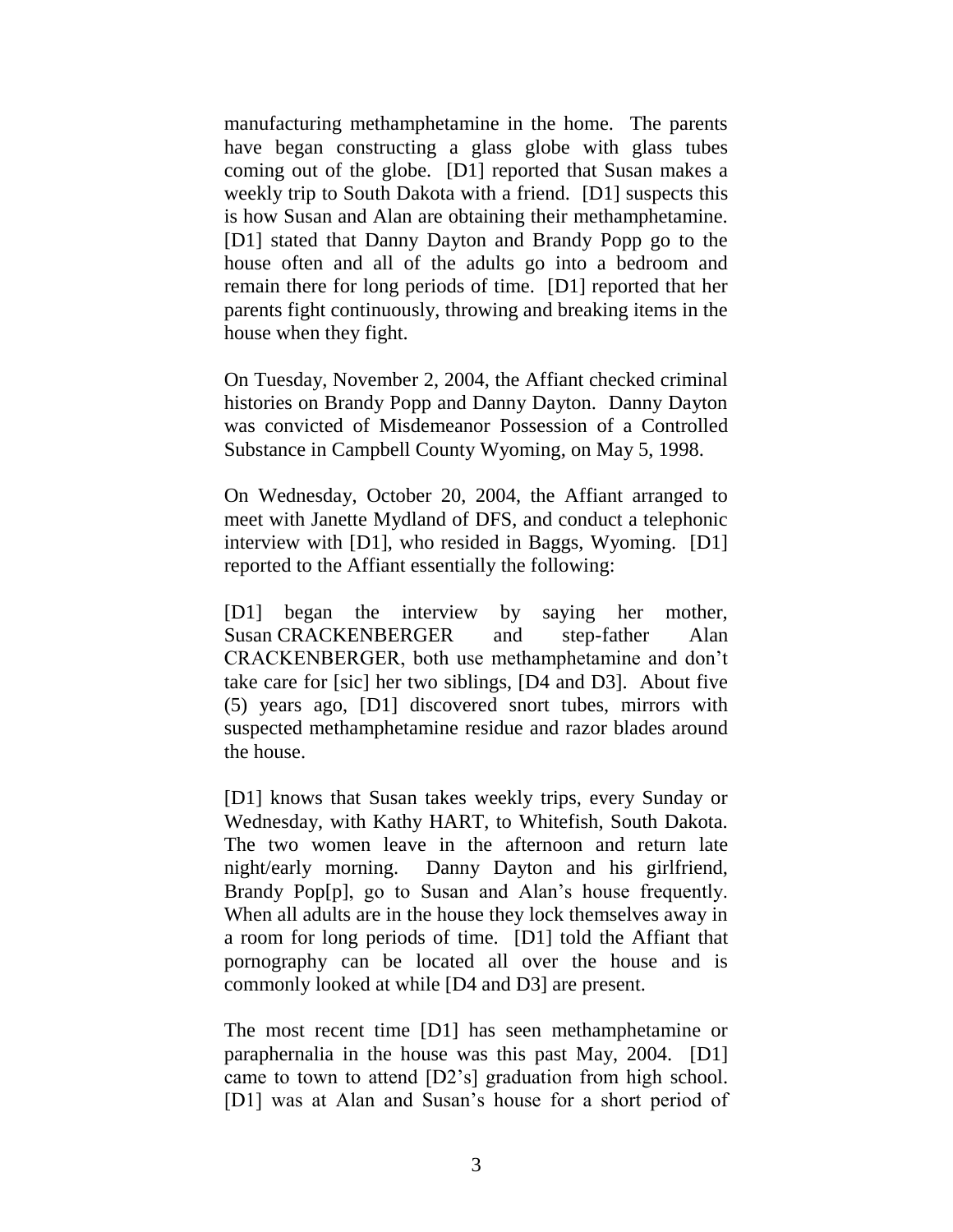manufacturing methamphetamine in the home. The parents have began constructing a glass globe with glass tubes coming out of the globe. [D1] reported that Susan makes a weekly trip to South Dakota with a friend. [D1] suspects this is how Susan and Alan are obtaining their methamphetamine. [D1] stated that Danny Dayton and Brandy Popp go to the house often and all of the adults go into a bedroom and remain there for long periods of time. [D1] reported that her parents fight continuously, throwing and breaking items in the house when they fight.

On Tuesday, November 2, 2004, the Affiant checked criminal histories on Brandy Popp and Danny Dayton. Danny Dayton was convicted of Misdemeanor Possession of a Controlled Substance in Campbell County Wyoming, on May 5, 1998.

On Wednesday, October 20, 2004, the Affiant arranged to meet with Janette Mydland of DFS, and conduct a telephonic interview with [D1], who resided in Baggs, Wyoming. [D1] reported to the Affiant essentially the following:

[D1] began the interview by saying her mother, Susan CRACKENBERGER and step-father Alan CRACKENBERGER, both use methamphetamine and don't take care for [sic] her two siblings, [D4 and D3]. About five (5) years ago, [D1] discovered snort tubes, mirrors with suspected methamphetamine residue and razor blades around the house.

[D1] knows that Susan takes weekly trips, every Sunday or Wednesday, with Kathy HART, to Whitefish, South Dakota. The two women leave in the afternoon and return late night/early morning. Danny Dayton and his girlfriend, Brandy Pop[p], go to Susan and Alan's house frequently. When all adults are in the house they lock themselves away in a room for long periods of time. [D1] told the Affiant that pornography can be located all over the house and is commonly looked at while [D4 and D3] are present.

The most recent time [D1] has seen methamphetamine or paraphernalia in the house was this past May, 2004. [D1] came to town to attend [D2's] graduation from high school. [D1] was at Alan and Susan's house for a short period of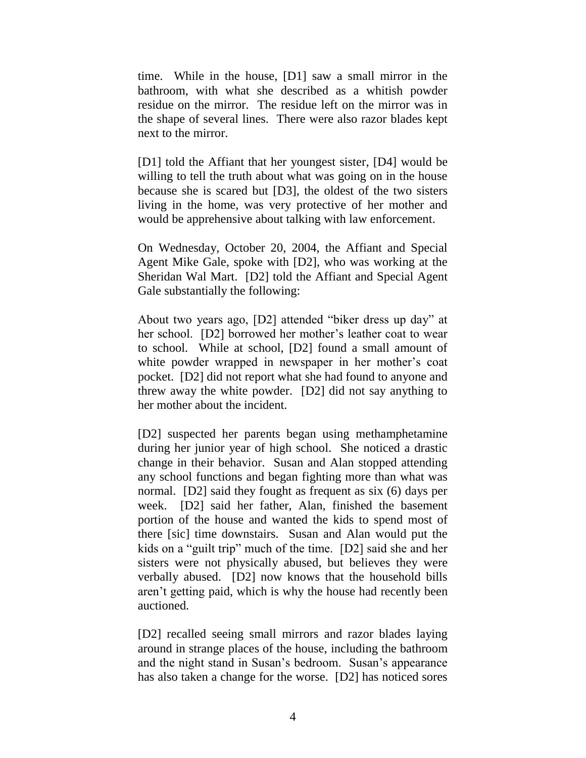time. While in the house, [D1] saw a small mirror in the bathroom, with what she described as a whitish powder residue on the mirror. The residue left on the mirror was in the shape of several lines. There were also razor blades kept next to the mirror.

[D1] told the Affiant that her youngest sister, [D4] would be willing to tell the truth about what was going on in the house because she is scared but [D3], the oldest of the two sisters living in the home, was very protective of her mother and would be apprehensive about talking with law enforcement.

On Wednesday, October 20, 2004, the Affiant and Special Agent Mike Gale, spoke with [D2], who was working at the Sheridan Wal Mart. [D2] told the Affiant and Special Agent Gale substantially the following:

About two years ago, [D2] attended "biker dress up day" at her school. [D2] borrowed her mother's leather coat to wear to school. While at school, [D2] found a small amount of white powder wrapped in newspaper in her mother's coat pocket. [D2] did not report what she had found to anyone and threw away the white powder. [D2] did not say anything to her mother about the incident.

[D2] suspected her parents began using methamphetamine during her junior year of high school. She noticed a drastic change in their behavior. Susan and Alan stopped attending any school functions and began fighting more than what was normal. [D2] said they fought as frequent as six (6) days per week. [D2] said her father, Alan, finished the basement portion of the house and wanted the kids to spend most of there [sic] time downstairs. Susan and Alan would put the kids on a "guilt trip" much of the time. [D2] said she and her sisters were not physically abused, but believes they were verbally abused. [D2] now knows that the household bills aren't getting paid, which is why the house had recently been auctioned.

[D2] recalled seeing small mirrors and razor blades laying around in strange places of the house, including the bathroom and the night stand in Susan's bedroom. Susan's appearance has also taken a change for the worse. [D2] has noticed sores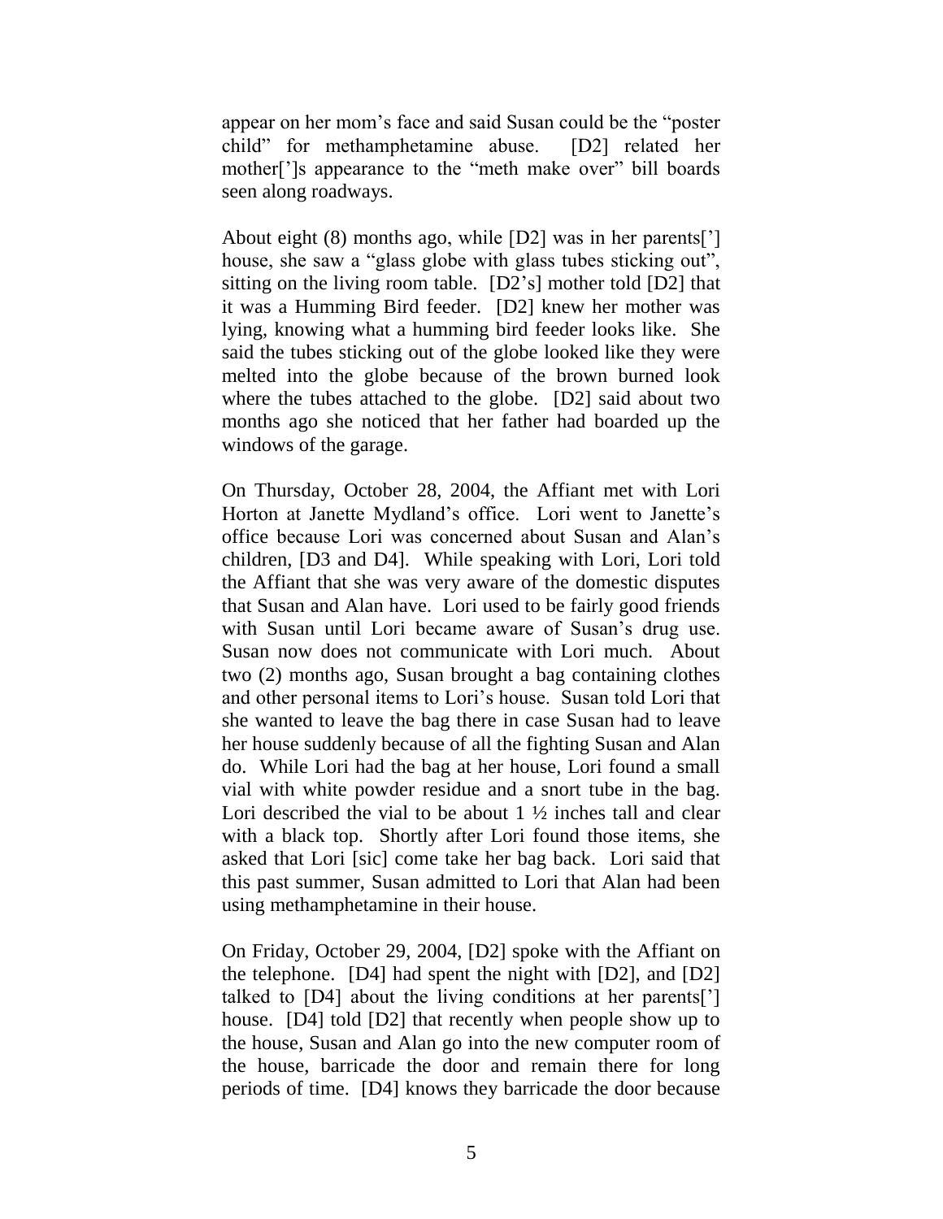appear on her mom's face and said Susan could be the "poster child" for methamphetamine abuse. [D2] related her mother[']s appearance to the "meth make over" bill boards seen along roadways.

About eight (8) months ago, while [D2] was in her parents['] house, she saw a "glass globe with glass tubes sticking out", sitting on the living room table. [D2's] mother told [D2] that it was a Humming Bird feeder. [D2] knew her mother was lying, knowing what a humming bird feeder looks like. She said the tubes sticking out of the globe looked like they were melted into the globe because of the brown burned look where the tubes attached to the globe. [D2] said about two months ago she noticed that her father had boarded up the windows of the garage.

On Thursday, October 28, 2004, the Affiant met with Lori Horton at Janette Mydland's office. Lori went to Janette's office because Lori was concerned about Susan and Alan's children, [D3 and D4]. While speaking with Lori, Lori told the Affiant that she was very aware of the domestic disputes that Susan and Alan have. Lori used to be fairly good friends with Susan until Lori became aware of Susan's drug use. Susan now does not communicate with Lori much. About two (2) months ago, Susan brought a bag containing clothes and other personal items to Lori's house. Susan told Lori that she wanted to leave the bag there in case Susan had to leave her house suddenly because of all the fighting Susan and Alan do. While Lori had the bag at her house, Lori found a small vial with white powder residue and a snort tube in the bag. Lori described the vial to be about 1 ½ inches tall and clear with a black top. Shortly after Lori found those items, she asked that Lori [sic] come take her bag back. Lori said that this past summer, Susan admitted to Lori that Alan had been using methamphetamine in their house.

On Friday, October 29, 2004, [D2] spoke with the Affiant on the telephone. [D4] had spent the night with [D2], and [D2] talked to [D4] about the living conditions at her parents['] house. [D4] told [D2] that recently when people show up to the house, Susan and Alan go into the new computer room of the house, barricade the door and remain there for long periods of time. [D4] knows they barricade the door because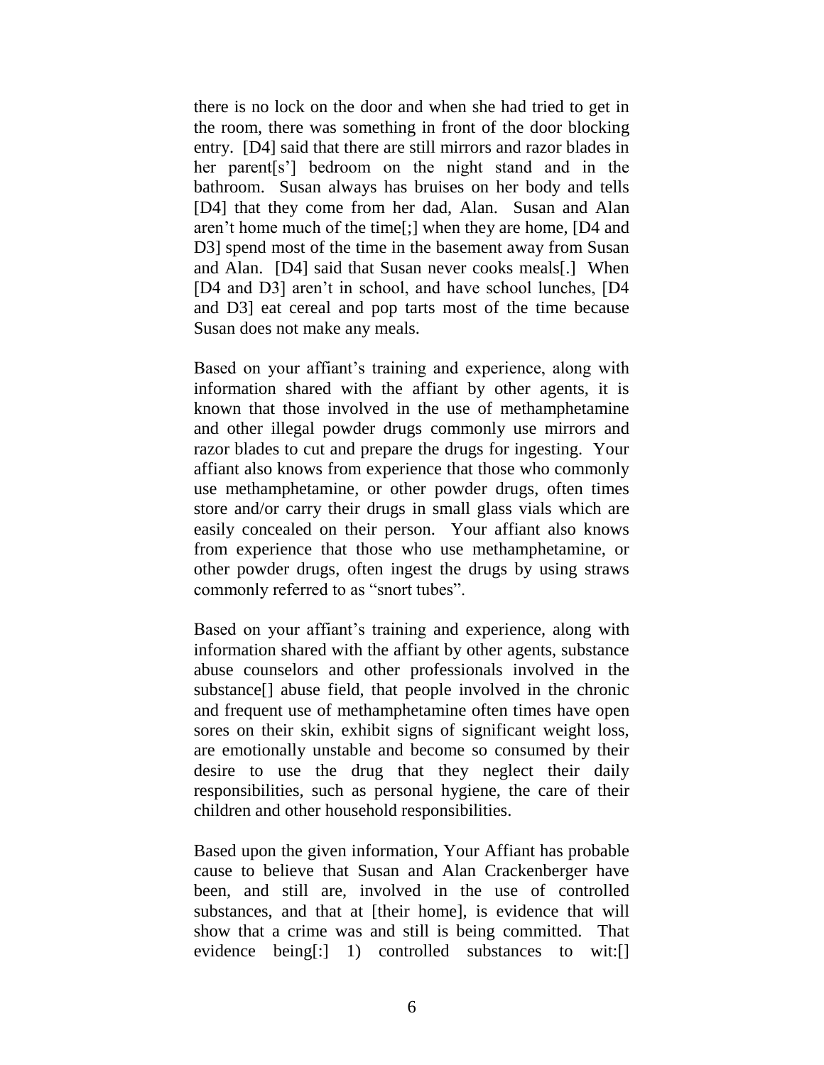there is no lock on the door and when she had tried to get in the room, there was something in front of the door blocking entry. [D4] said that there are still mirrors and razor blades in her parent[s'] bedroom on the night stand and in the bathroom. Susan always has bruises on her body and tells [D4] that they come from her dad, Alan. Susan and Alan aren't home much of the time[;] when they are home, [D4 and D3] spend most of the time in the basement away from Susan and Alan. [D4] said that Susan never cooks meals[.] When [D4 and D3] aren't in school, and have school lunches, [D4 and D3] eat cereal and pop tarts most of the time because Susan does not make any meals.

Based on your affiant's training and experience, along with information shared with the affiant by other agents, it is known that those involved in the use of methamphetamine and other illegal powder drugs commonly use mirrors and razor blades to cut and prepare the drugs for ingesting. Your affiant also knows from experience that those who commonly use methamphetamine, or other powder drugs, often times store and/or carry their drugs in small glass vials which are easily concealed on their person. Your affiant also knows from experience that those who use methamphetamine, or other powder drugs, often ingest the drugs by using straws commonly referred to as "snort tubes".

Based on your affiant's training and experience, along with information shared with the affiant by other agents, substance abuse counselors and other professionals involved in the substance[] abuse field, that people involved in the chronic and frequent use of methamphetamine often times have open sores on their skin, exhibit signs of significant weight loss, are emotionally unstable and become so consumed by their desire to use the drug that they neglect their daily responsibilities, such as personal hygiene, the care of their children and other household responsibilities.

Based upon the given information, Your Affiant has probable cause to believe that Susan and Alan Crackenberger have been, and still are, involved in the use of controlled substances, and that at [their home], is evidence that will show that a crime was and still is being committed. That evidence being[:] 1) controlled substances to wit:[]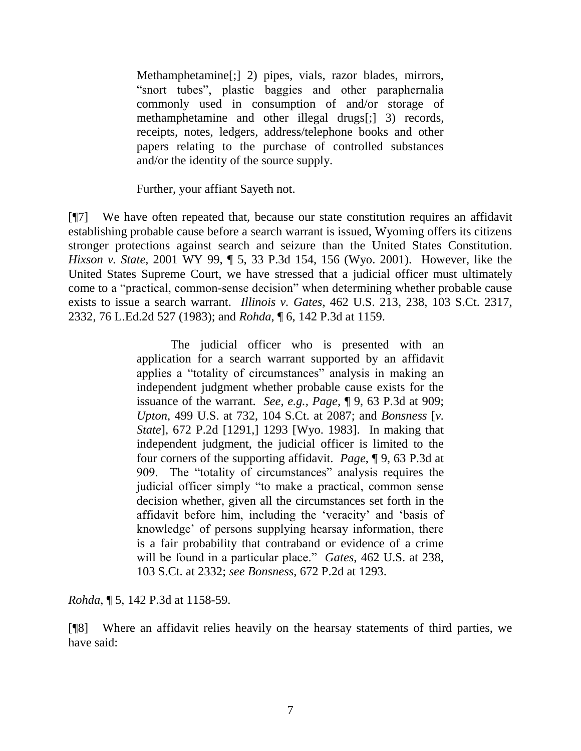> Methamphetamine[;] 2) pipes, vials, razor blades, mirrors, "snort tubes", plastic baggies and other paraphernalia commonly used in consumption of and/or storage of methamphetamine and other illegal drugs[;] 3) records, receipts, notes, ledgers, address/telephone books and other papers relating to the purchase of controlled substances and/or the identity of the source supply.
>
> Further, your affiant Sayeth not.

[¶7] We have often repeated that, because our state constitution requires an affidavit establishing probable cause before a search warrant is issued, Wyoming offers its citizens stronger protections against search and seizure than the United States Constitution. *Hixson v. State*, 2001 WY 99, ¶ 5, 33 P.3d 154, 156 (Wyo. 2001). However, like the United States Supreme Court, we have stressed that a judicial officer must ultimately come to a "practical, common-sense decision" when determining whether probable cause exists to issue a search warrant. *Illinois v. Gates*, 462 U.S. 213, 238, 103 S.Ct. 2317, 2332, 76 L.Ed.2d 527 (1983); and *Rohda*, ¶ 6, 142 P.3d at 1159.

> The judicial officer who is presented with an application for a search warrant supported by an affidavit applies a "totality of circumstances" analysis in making an independent judgment whether probable cause exists for the issuance of the warrant. *See, e.g.*, *Page*, ¶ 9, 63 P.3d at 909; *Upton*, 499 U.S. at 732, 104 S.Ct. at 2087; and *Bonsness* [*v. State*], 672 P.2d [1291,] 1293 [Wyo. 1983]. In making that independent judgment, the judicial officer is limited to the four corners of the supporting affidavit. *Page*, ¶ 9, 63 P.3d at 909. The "totality of circumstances" analysis requires the judicial officer simply "to make a practical, common sense decision whether, given all the circumstances set forth in the affidavit before him, including the 'veracity' and 'basis of knowledge' of persons supplying hearsay information, there is a fair probability that contraband or evidence of a crime will be found in a particular place." *Gates*, 462 U.S. at 238, 103 S.Ct. at 2332; *see Bonsness*, 672 P.2d at 1293.

*Rohda*, ¶ 5, 142 P.3d at 1158-59.

[¶8] Where an affidavit relies heavily on the hearsay statements of third parties, we have said: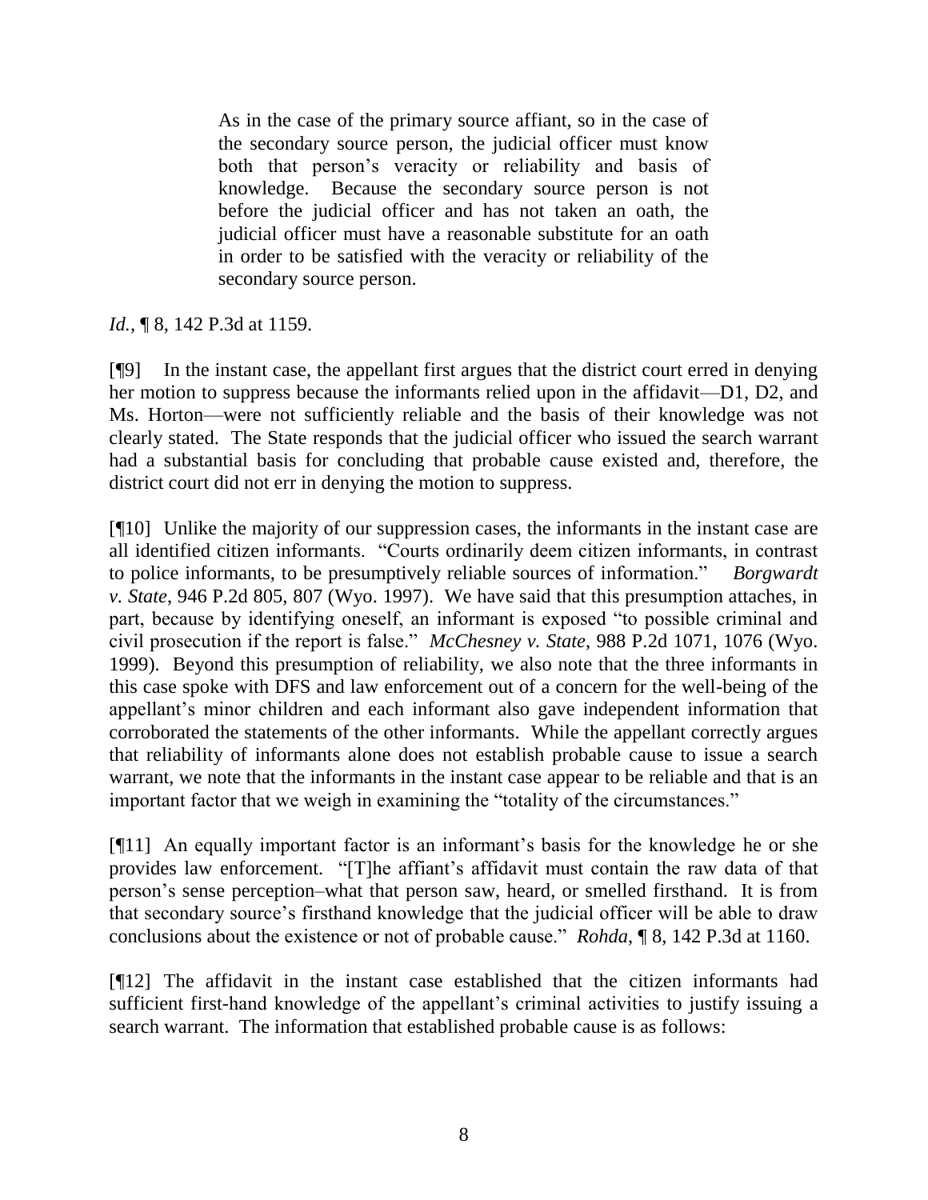> As in the case of the primary source affiant, so in the case of the secondary source person, the judicial officer must know both that person's veracity or reliability and basis of knowledge. Because the secondary source person is not before the judicial officer and has not taken an oath, the judicial officer must have a reasonable substitute for an oath in order to be satisfied with the veracity or reliability of the secondary source person.

*Id.*, ¶ 8, 142 P.3d at 1159.

[¶9] In the instant case, the appellant first argues that the district court erred in denying her motion to suppress because the informants relied upon in the affidavit—D1, D2, and Ms. Horton—were not sufficiently reliable and the basis of their knowledge was not clearly stated. The State responds that the judicial officer who issued the search warrant had a substantial basis for concluding that probable cause existed and, therefore, the district court did not err in denying the motion to suppress.

[¶10] Unlike the majority of our suppression cases, the informants in the instant case are all identified citizen informants. "Courts ordinarily deem citizen informants, in contrast to police informants, to be presumptively reliable sources of information." *Borgwardt v. State*, 946 P.2d 805, 807 (Wyo. 1997). We have said that this presumption attaches, in part, because by identifying oneself, an informant is exposed "to possible criminal and civil prosecution if the report is false." *McChesney v. State*, 988 P.2d 1071, 1076 (Wyo. 1999). Beyond this presumption of reliability, we also note that the three informants in this case spoke with DFS and law enforcement out of a concern for the well-being of the appellant's minor children and each informant also gave independent information that corroborated the statements of the other informants. While the appellant correctly argues that reliability of informants alone does not establish probable cause to issue a search warrant, we note that the informants in the instant case appear to be reliable and that is an important factor that we weigh in examining the "totality of the circumstances."

[¶11] An equally important factor is an informant's basis for the knowledge he or she provides law enforcement. "[T]he affiant's affidavit must contain the raw data of that person's sense perception–what that person saw, heard, or smelled firsthand. It is from that secondary source's firsthand knowledge that the judicial officer will be able to draw conclusions about the existence or not of probable cause." *Rohda*, ¶ 8, 142 P.3d at 1160.

[¶12] The affidavit in the instant case established that the citizen informants had sufficient first-hand knowledge of the appellant's criminal activities to justify issuing a search warrant. The information that established probable cause is as follows: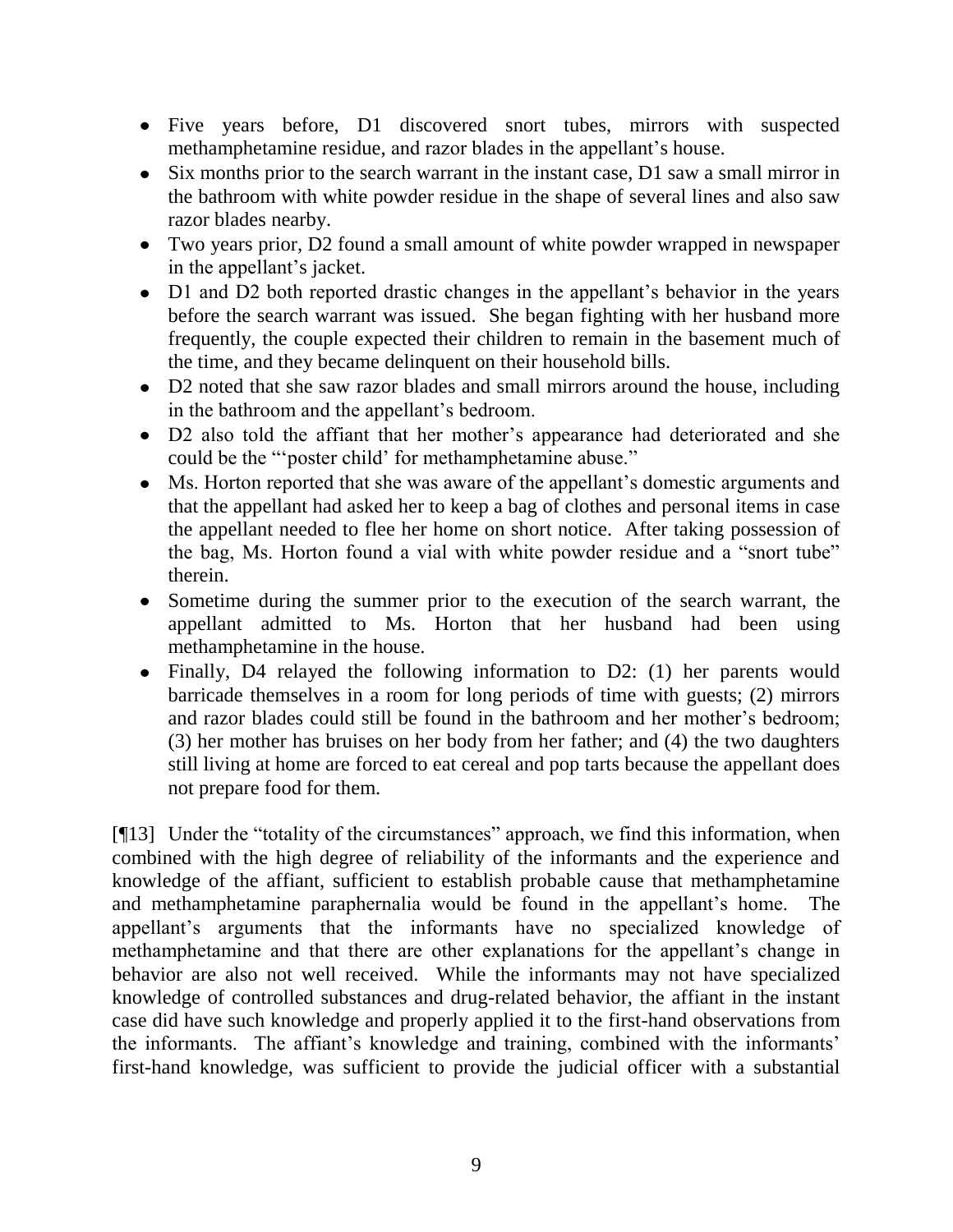- Five years before, D1 discovered snort tubes, mirrors with suspected methamphetamine residue, and razor blades in the appellant's house.
- Six months prior to the search warrant in the instant case, D1 saw a small mirror in the bathroom with white powder residue in the shape of several lines and also saw razor blades nearby.
- Two years prior, D2 found a small amount of white powder wrapped in newspaper in the appellant's jacket.
- D1 and D2 both reported drastic changes in the appellant's behavior in the years before the search warrant was issued. She began fighting with her husband more frequently, the couple expected their children to remain in the basement much of the time, and they became delinquent on their household bills.
- D2 noted that she saw razor blades and small mirrors around the house, including in the bathroom and the appellant's bedroom.
- D2 also told the affiant that her mother's appearance had deteriorated and she could be the "'poster child' for methamphetamine abuse."
- Ms. Horton reported that she was aware of the appellant's domestic arguments and that the appellant had asked her to keep a bag of clothes and personal items in case the appellant needed to flee her home on short notice. After taking possession of the bag, Ms. Horton found a vial with white powder residue and a "snort tube" therein.
- Sometime during the summer prior to the execution of the search warrant, the appellant admitted to Ms. Horton that her husband had been using methamphetamine in the house.
- Finally, D4 relayed the following information to D2: (1) her parents would barricade themselves in a room for long periods of time with guests; (2) mirrors and razor blades could still be found in the bathroom and her mother's bedroom; (3) her mother has bruises on her body from her father; and (4) the two daughters still living at home are forced to eat cereal and pop tarts because the appellant does not prepare food for them.

[¶13] Under the "totality of the circumstances" approach, we find this information, when combined with the high degree of reliability of the informants and the experience and knowledge of the affiant, sufficient to establish probable cause that methamphetamine and methamphetamine paraphernalia would be found in the appellant's home. The appellant's arguments that the informants have no specialized knowledge of methamphetamine and that there are other explanations for the appellant's change in behavior are also not well received. While the informants may not have specialized knowledge of controlled substances and drug-related behavior, the affiant in the instant case did have such knowledge and properly applied it to the first-hand observations from the informants. The affiant's knowledge and training, combined with the informants' first-hand knowledge, was sufficient to provide the judicial officer with a substantial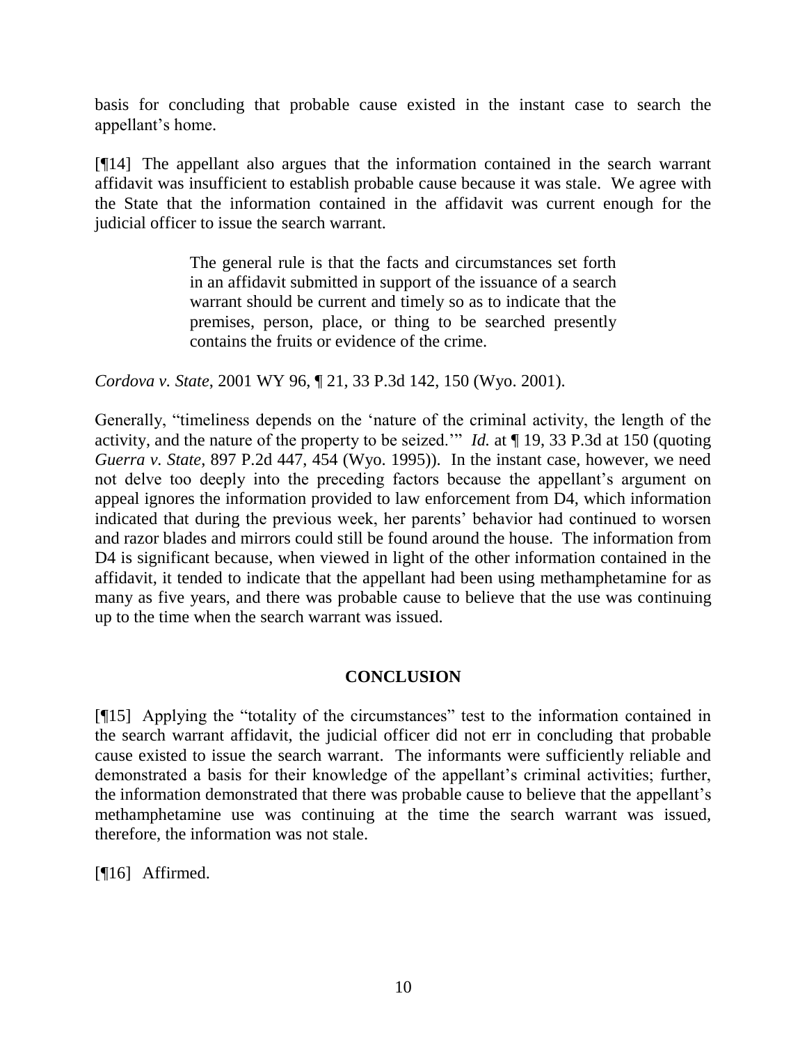basis for concluding that probable cause existed in the instant case to search the appellant's home.

[¶14] The appellant also argues that the information contained in the search warrant affidavit was insufficient to establish probable cause because it was stale. We agree with the State that the information contained in the affidavit was current enough for the judicial officer to issue the search warrant.

> The general rule is that the facts and circumstances set forth in an affidavit submitted in support of the issuance of a search warrant should be current and timely so as to indicate that the premises, person, place, or thing to be searched presently contains the fruits or evidence of the crime.

*Cordova v. State*, 2001 WY 96, ¶ 21, 33 P.3d 142, 150 (Wyo. 2001).

Generally, "timeliness depends on the 'nature of the criminal activity, the length of the activity, and the nature of the property to be seized.'" *Id.* at ¶ 19, 33 P.3d at 150 (quoting *Guerra v. State*, 897 P.2d 447, 454 (Wyo. 1995)). In the instant case, however, we need not delve too deeply into the preceding factors because the appellant's argument on appeal ignores the information provided to law enforcement from D4, which information indicated that during the previous week, her parents' behavior had continued to worsen and razor blades and mirrors could still be found around the house. The information from D4 is significant because, when viewed in light of the other information contained in the affidavit, it tended to indicate that the appellant had been using methamphetamine for as many as five years, and there was probable cause to believe that the use was continuing up to the time when the search warrant was issued.

## CONCLUSION

[¶15] Applying the "totality of the circumstances" test to the information contained in the search warrant affidavit, the judicial officer did not err in concluding that probable cause existed to issue the search warrant. The informants were sufficiently reliable and demonstrated a basis for their knowledge of the appellant's criminal activities; further, the information demonstrated that there was probable cause to believe that the appellant's methamphetamine use was continuing at the time the search warrant was issued, therefore, the information was not stale.

[¶16] Affirmed.